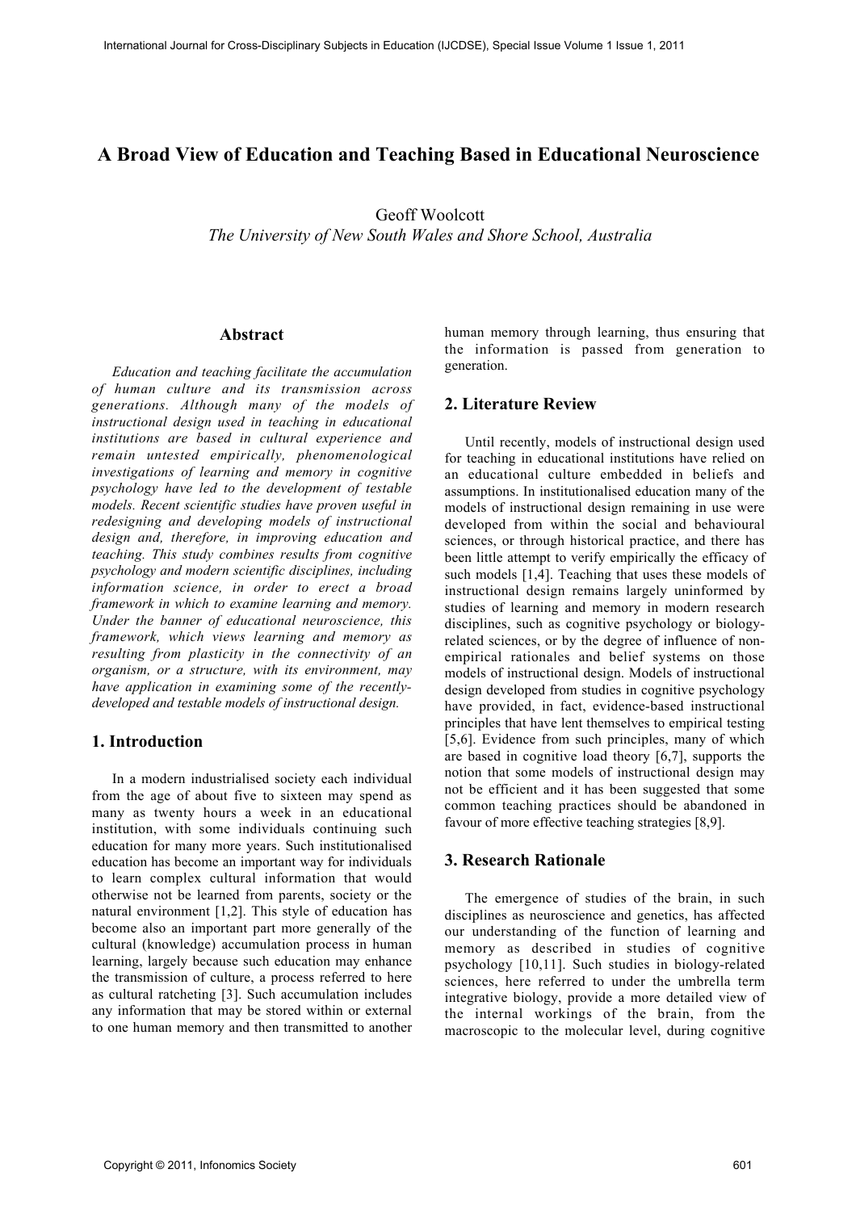# A Broad View of Education and Teaching Based in Educational Neuroscience

Geoff Woolcott
*The University of New South Wales and Shore School, Australia*

## Abstract

*Education and teaching facilitate the accumulation of human culture and its transmission across generations. Although many of the models of instructional design used in teaching in educational institutions are based in cultural experience and remain untested empirically, phenomenological investigations of learning and memory in cognitive psychology have led to the development of testable models. Recent scientific studies have proven useful in redesigning and developing models of instructional design and, therefore, in improving education and teaching. This study combines results from cognitive psychology and modern scientific disciplines, including information science, in order to erect a broad framework in which to examine learning and memory. Under the banner of educational neuroscience, this framework, which views learning and memory as resulting from plasticity in the connectivity of an organism, or a structure, with its environment, may have application in examining some of the recently-developed and testable models of instructional design.*

## 1. Introduction

In a modern industrialised society each individual from the age of about five to sixteen may spend as many as twenty hours a week in an educational institution, with some individuals continuing such education for many more years. Such institutionalised education has become an important way for individuals to learn complex cultural information that would otherwise not be learned from parents, society or the natural environment [1,2]. This style of education has become also an important part more generally of the cultural (knowledge) accumulation process in human learning, largely because such education may enhance the transmission of culture, a process referred to here as cultural ratcheting [3]. Such accumulation includes any information that may be stored within or external to one human memory and then transmitted to another human memory through learning, thus ensuring that the information is passed from generation to generation.

## 2. Literature Review

Until recently, models of instructional design used for teaching in educational institutions have relied on an educational culture embedded in beliefs and assumptions. In institutionalised education many of the models of instructional design remaining in use were developed from within the social and behavioural sciences, or through historical practice, and there has been little attempt to verify empirically the efficacy of such models [1,4]. Teaching that uses these models of instructional design remains largely uninformed by studies of learning and memory in modern research disciplines, such as cognitive psychology or biology-related sciences, or by the degree of influence of non-empirical rationales and belief systems on those models of instructional design. Models of instructional design developed from studies in cognitive psychology have provided, in fact, evidence-based instructional principles that have lent themselves to empirical testing [5,6]. Evidence from such principles, many of which are based in cognitive load theory [6,7], supports the notion that some models of instructional design may not be efficient and it has been suggested that some common teaching practices should be abandoned in favour of more effective teaching strategies [8,9].

## 3. Research Rationale

The emergence of studies of the brain, in such disciplines as neuroscience and genetics, has affected our understanding of the function of learning and memory as described in studies of cognitive psychology [10,11]. Such studies in biology-related sciences, here referred to under the umbrella term integrative biology, provide a more detailed view of the internal workings of the brain, from the macroscopic to the molecular level, during cognitive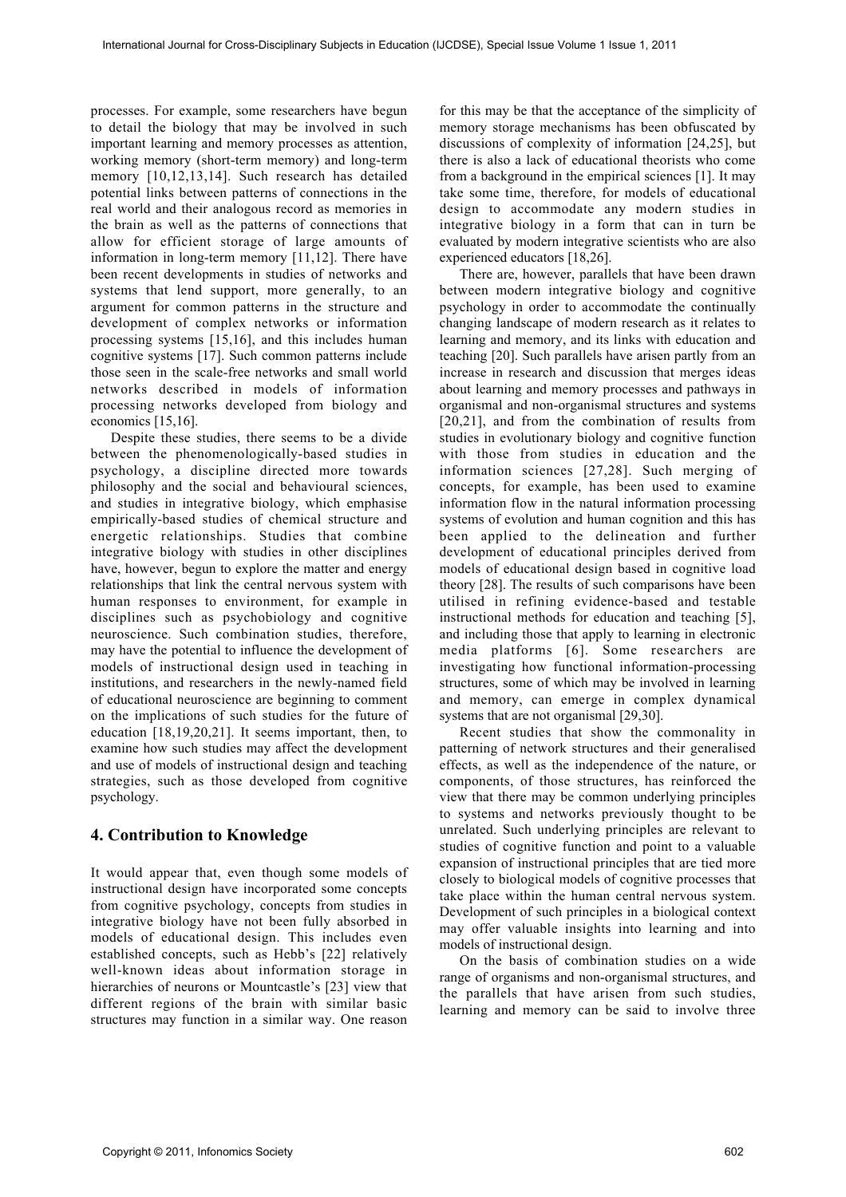processes. For example, some researchers have begun to detail the biology that may be involved in such important learning and memory processes as attention, working memory (short-term memory) and long-term memory [10,12,13,14]. Such research has detailed potential links between patterns of connections in the real world and their analogous record as memories in the brain as well as the patterns of connections that allow for efficient storage of large amounts of information in long-term memory [11,12]. There have been recent developments in studies of networks and systems that lend support, more generally, to an argument for common patterns in the structure and development of complex networks or information processing systems [15,16], and this includes human cognitive systems [17]. Such common patterns include those seen in the scale-free networks and small world networks described in models of information processing networks developed from biology and economics [15,16].

Despite these studies, there seems to be a divide between the phenomenologically-based studies in psychology, a discipline directed more towards philosophy and the social and behavioural sciences, and studies in integrative biology, which emphasise empirically-based studies of chemical structure and energetic relationships. Studies that combine integrative biology with studies in other disciplines have, however, begun to explore the matter and energy relationships that link the central nervous system with human responses to environment, for example in disciplines such as psychobiology and cognitive neuroscience. Such combination studies, therefore, may have the potential to influence the development of models of instructional design used in teaching in institutions, and researchers in the newly-named field of educational neuroscience are beginning to comment on the implications of such studies for the future of education [18,19,20,21]. It seems important, then, to examine how such studies may affect the development and use of models of instructional design and teaching strategies, such as those developed from cognitive psychology.

## 4. Contribution to Knowledge

It would appear that, even though some models of instructional design have incorporated some concepts from cognitive psychology, concepts from studies in integrative biology have not been fully absorbed in models of educational design. This includes even established concepts, such as Hebb's [22] relatively well-known ideas about information storage in hierarchies of neurons or Mountcastle's [23] view that different regions of the brain with similar basic structures may function in a similar way. One reason for this may be that the acceptance of the simplicity of memory storage mechanisms has been obfuscated by discussions of complexity of information [24,25], but there is also a lack of educational theorists who come from a background in the empirical sciences [1]. It may take some time, therefore, for models of educational design to accommodate any modern studies in integrative biology in a form that can in turn be evaluated by modern integrative scientists who are also experienced educators [18,26].

There are, however, parallels that have been drawn between modern integrative biology and cognitive psychology in order to accommodate the continually changing landscape of modern research as it relates to learning and memory, and its links with education and teaching [20]. Such parallels have arisen partly from an increase in research and discussion that merges ideas about learning and memory processes and pathways in organismal and non-organismal structures and systems [20,21], and from the combination of results from studies in evolutionary biology and cognitive function with those from studies in education and the information sciences [27,28]. Such merging of concepts, for example, has been used to examine information flow in the natural information processing systems of evolution and human cognition and this has been applied to the delineation and further development of educational principles derived from models of educational design based in cognitive load theory [28]. The results of such comparisons have been utilised in refining evidence-based and testable instructional methods for education and teaching [5], and including those that apply to learning in electronic media platforms [6]. Some researchers are investigating how functional information-processing structures, some of which may be involved in learning and memory, can emerge in complex dynamical systems that are not organismal [29,30].

Recent studies that show the commonality in patterning of network structures and their generalised effects, as well as the independence of the nature, or components, of those structures, has reinforced the view that there may be common underlying principles to systems and networks previously thought to be unrelated. Such underlying principles are relevant to studies of cognitive function and point to a valuable expansion of instructional principles that are tied more closely to biological models of cognitive processes that take place within the human central nervous system. Development of such principles in a biological context may offer valuable insights into learning and into models of instructional design.

On the basis of combination studies on a wide range of organisms and non-organismal structures, and the parallels that have arisen from such studies, learning and memory can be said to involve three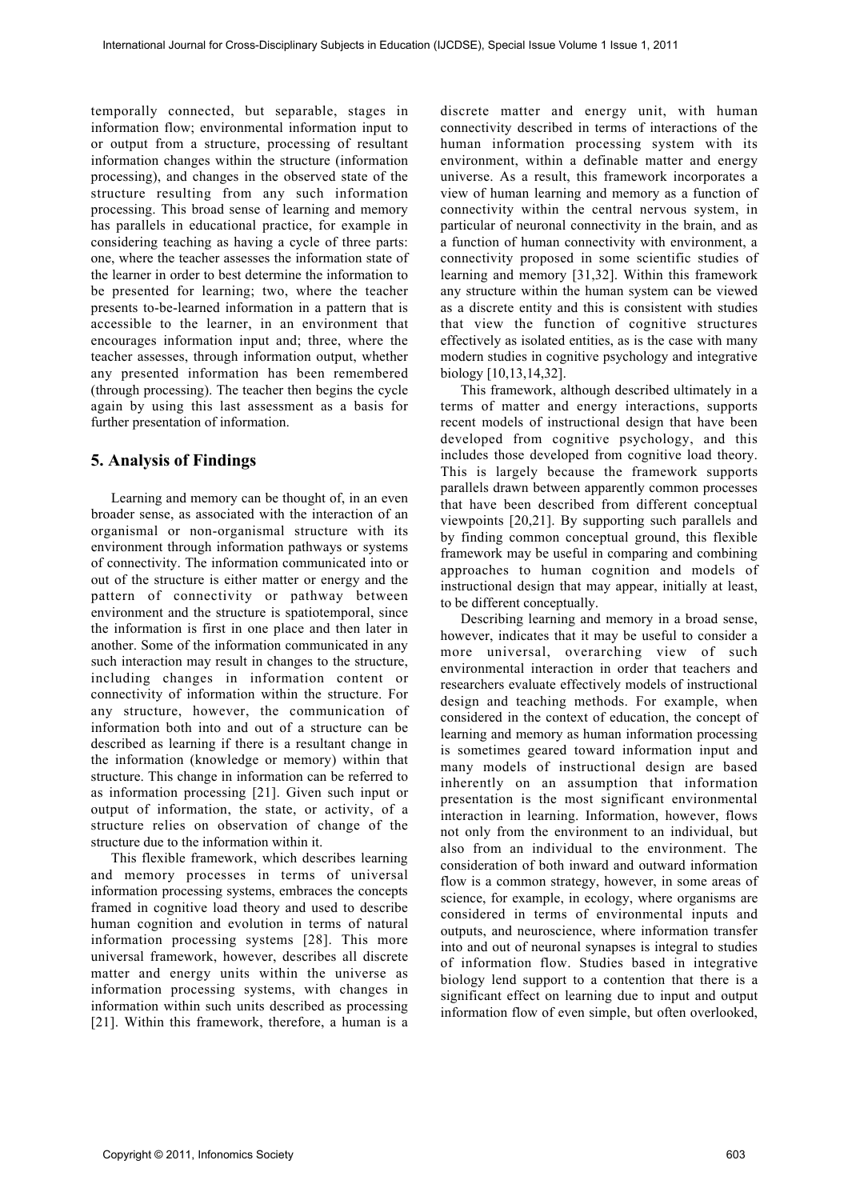temporally connected, but separable, stages in information flow; environmental information input to or output from a structure, processing of resultant information changes within the structure (information processing), and changes in the observed state of the structure resulting from any such information processing. This broad sense of learning and memory has parallels in educational practice, for example in considering teaching as having a cycle of three parts: one, where the teacher assesses the information state of the learner in order to best determine the information to be presented for learning; two, where the teacher presents to-be-learned information in a pattern that is accessible to the learner, in an environment that encourages information input and; three, where the teacher assesses, through information output, whether any presented information has been remembered (through processing). The teacher then begins the cycle again by using this last assessment as a basis for further presentation of information.

## 5. Analysis of Findings

Learning and memory can be thought of, in an even broader sense, as associated with the interaction of an organismal or non-organismal structure with its environment through information pathways or systems of connectivity. The information communicated into or out of the structure is either matter or energy and the pattern of connectivity or pathway between environment and the structure is spatiotemporal, since the information is first in one place and then later in another. Some of the information communicated in any such interaction may result in changes to the structure, including changes in information content or connectivity of information within the structure. For any structure, however, the communication of information both into and out of a structure can be described as learning if there is a resultant change in the information (knowledge or memory) within that structure. This change in information can be referred to as information processing [21]. Given such input or output of information, the state, or activity, of a structure relies on observation of change of the structure due to the information within it.

This flexible framework, which describes learning and memory processes in terms of universal information processing systems, embraces the concepts framed in cognitive load theory and used to describe human cognition and evolution in terms of natural information processing systems [28]. This more universal framework, however, describes all discrete matter and energy units within the universe as information processing systems, with changes in information within such units described as processing [21]. Within this framework, therefore, a human is a discrete matter and energy unit, with human connectivity described in terms of interactions of the human information processing system with its environment, within a definable matter and energy universe. As a result, this framework incorporates a view of human learning and memory as a function of connectivity within the central nervous system, in particular of neuronal connectivity in the brain, and as a function of human connectivity with environment, a connectivity proposed in some scientific studies of learning and memory [31,32]. Within this framework any structure within the human system can be viewed as a discrete entity and this is consistent with studies that view the function of cognitive structures effectively as isolated entities, as is the case with many modern studies in cognitive psychology and integrative biology [10,13,14,32].

This framework, although described ultimately in a terms of matter and energy interactions, supports recent models of instructional design that have been developed from cognitive psychology, and this includes those developed from cognitive load theory. This is largely because the framework supports parallels drawn between apparently common processes that have been described from different conceptual viewpoints [20,21]. By supporting such parallels and by finding common conceptual ground, this flexible framework may be useful in comparing and combining approaches to human cognition and models of instructional design that may appear, initially at least, to be different conceptually.

Describing learning and memory in a broad sense, however, indicates that it may be useful to consider a more universal, overarching view of such environmental interaction in order that teachers and researchers evaluate effectively models of instructional design and teaching methods. For example, when considered in the context of education, the concept of learning and memory as human information processing is sometimes geared toward information input and many models of instructional design are based inherently on an assumption that information presentation is the most significant environmental interaction in learning. Information, however, flows not only from the environment to an individual, but also from an individual to the environment. The consideration of both inward and outward information flow is a common strategy, however, in some areas of science, for example, in ecology, where organisms are considered in terms of environmental inputs and outputs, and neuroscience, where information transfer into and out of neuronal synapses is integral to studies of information flow. Studies based in integrative biology lend support to a contention that there is a significant effect on learning due to input and output information flow of even simple, but often overlooked,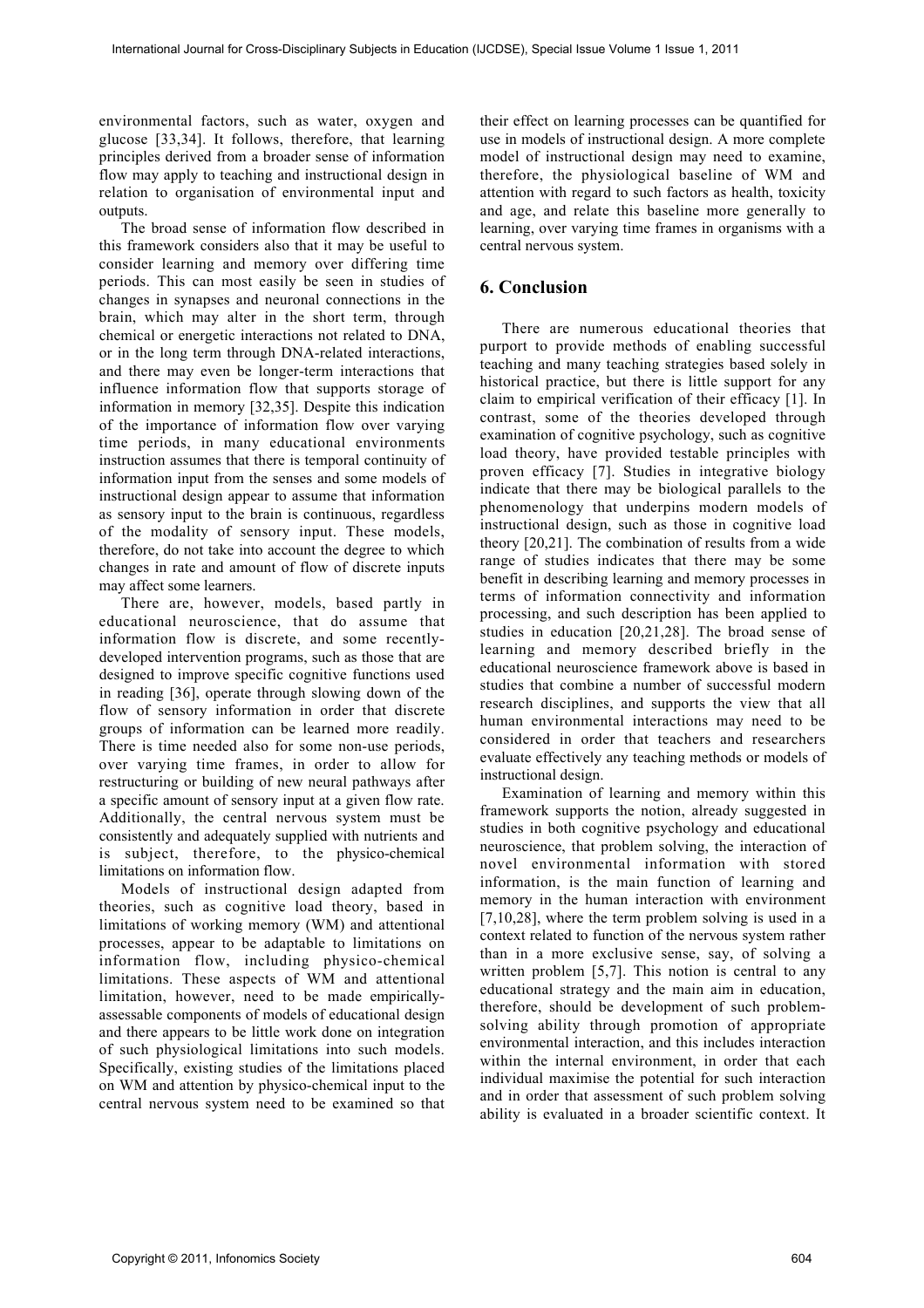environmental factors, such as water, oxygen and glucose [33,34]. It follows, therefore, that learning principles derived from a broader sense of information flow may apply to teaching and instructional design in relation to organisation of environmental input and outputs.

The broad sense of information flow described in this framework considers also that it may be useful to consider learning and memory over differing time periods. This can most easily be seen in studies of changes in synapses and neuronal connections in the brain, which may alter in the short term, through chemical or energetic interactions not related to DNA, or in the long term through DNA-related interactions, and there may even be longer-term interactions that influence information flow that supports storage of information in memory [32,35]. Despite this indication of the importance of information flow over varying time periods, in many educational environments instruction assumes that there is temporal continuity of information input from the senses and some models of instructional design appear to assume that information as sensory input to the brain is continuous, regardless of the modality of sensory input. These models, therefore, do not take into account the degree to which changes in rate and amount of flow of discrete inputs may affect some learners.

There are, however, models, based partly in educational neuroscience, that do assume that information flow is discrete, and some recently-developed intervention programs, such as those that are designed to improve specific cognitive functions used in reading [36], operate through slowing down of the flow of sensory information in order that discrete groups of information can be learned more readily. There is time needed also for some non-use periods, over varying time frames, in order to allow for restructuring or building of new neural pathways after a specific amount of sensory input at a given flow rate. Additionally, the central nervous system must be consistently and adequately supplied with nutrients and is subject, therefore, to the physico-chemical limitations on information flow.

Models of instructional design adapted from theories, such as cognitive load theory, based in limitations of working memory (WM) and attentional processes, appear to be adaptable to limitations on information flow, including physico-chemical limitations. These aspects of WM and attentional limitation, however, need to be made empirically-assessable components of models of educational design and there appears to be little work done on integration of such physiological limitations into such models. Specifically, existing studies of the limitations placed on WM and attention by physico-chemical input to the central nervous system need to be examined so that their effect on learning processes can be quantified for use in models of instructional design. A more complete model of instructional design may need to examine, therefore, the physiological baseline of WM and attention with regard to such factors as health, toxicity and age, and relate this baseline more generally to learning, over varying time frames in organisms with a central nervous system.

## 6. Conclusion

There are numerous educational theories that purport to provide methods of enabling successful teaching and many teaching strategies based solely in historical practice, but there is little support for any claim to empirical verification of their efficacy [1]. In contrast, some of the theories developed through examination of cognitive psychology, such as cognitive load theory, have provided testable principles with proven efficacy [7]. Studies in integrative biology indicate that there may be biological parallels to the phenomenology that underpins modern models of instructional design, such as those in cognitive load theory [20,21]. The combination of results from a wide range of studies indicates that there may be some benefit in describing learning and memory processes in terms of information connectivity and information processing, and such description has been applied to studies in education [20,21,28]. The broad sense of learning and memory described briefly in the educational neuroscience framework above is based in studies that combine a number of successful modern research disciplines, and supports the view that all human environmental interactions may need to be considered in order that teachers and researchers evaluate effectively any teaching methods or models of instructional design.

Examination of learning and memory within this framework supports the notion, already suggested in studies in both cognitive psychology and educational neuroscience, that problem solving, the interaction of novel environmental information with stored information, is the main function of learning and memory in the human interaction with environment [7,10,28], where the term problem solving is used in a context related to function of the nervous system rather than in a more exclusive sense, say, of solving a written problem [5,7]. This notion is central to any educational strategy and the main aim in education, therefore, should be development of such problem-solving ability through promotion of appropriate environmental interaction, and this includes interaction within the internal environment, in order that each individual maximise the potential for such interaction and in order that assessment of such problem solving ability is evaluated in a broader scientific context. It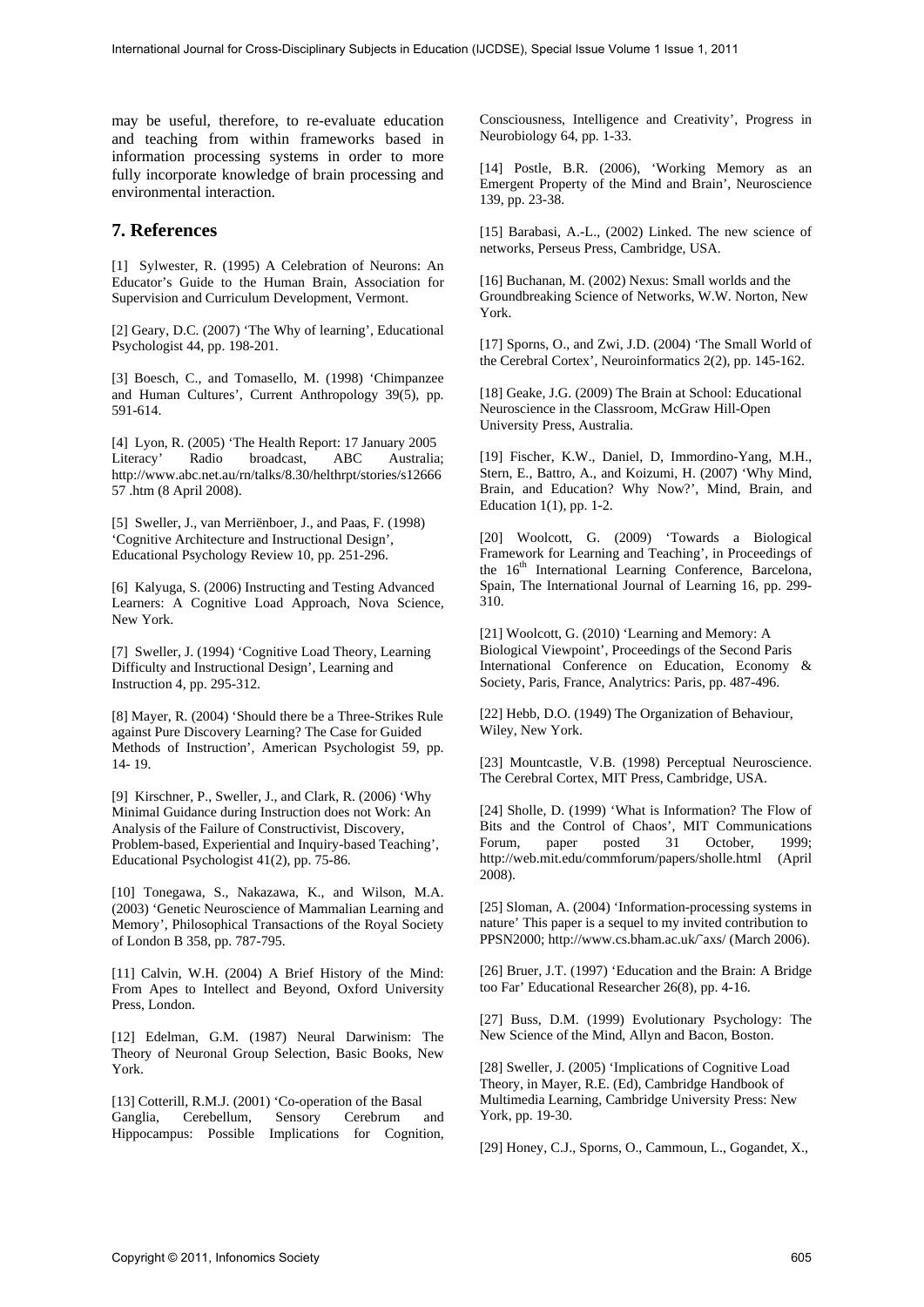may be useful, therefore, to re-evaluate education and teaching from within frameworks based in information processing systems in order to more fully incorporate knowledge of brain processing and environmental interaction.

## 7. References

[1] Sylwester, R. (1995) A Celebration of Neurons: An Educator's Guide to the Human Brain, Association for Supervision and Curriculum Development, Vermont.

[2] Geary, D.C. (2007) 'The Why of learning', Educational Psychologist 44, pp. 198-201.

[3] Boesch, C., and Tomasello, M. (1998) 'Chimpanzee and Human Cultures', Current Anthropology 39(5), pp. 591-614.

[4] Lyon, R. (2005) 'The Health Report: 17 January 2005 Literacy' Radio broadcast, ABC Australia; http://www.abc.net.au/rn/talks/8.30/helthrpt/stories/s12666 57 .htm (8 April 2008).

[5] Sweller, J., van Merriënboer, J., and Paas, F. (1998) 'Cognitive Architecture and Instructional Design', Educational Psychology Review 10, pp. 251-296.

[6] Kalyuga, S. (2006) Instructing and Testing Advanced Learners: A Cognitive Load Approach, Nova Science, New York.

[7] Sweller, J. (1994) 'Cognitive Load Theory, Learning Difficulty and Instructional Design', Learning and Instruction 4, pp. 295-312.

[8] Mayer, R. (2004) 'Should there be a Three-Strikes Rule against Pure Discovery Learning? The Case for Guided Methods of Instruction', American Psychologist 59, pp. 14- 19.

[9] Kirschner, P., Sweller, J., and Clark, R. (2006) 'Why Minimal Guidance during Instruction does not Work: An Analysis of the Failure of Constructivist, Discovery, Problem-based, Experiential and Inquiry-based Teaching', Educational Psychologist 41(2), pp. 75-86.

[10] Tonegawa, S., Nakazawa, K., and Wilson, M.A. (2003) 'Genetic Neuroscience of Mammalian Learning and Memory', Philosophical Transactions of the Royal Society of London B 358, pp. 787-795.

[11] Calvin, W.H. (2004) A Brief History of the Mind: From Apes to Intellect and Beyond, Oxford University Press, London.

[12] Edelman, G.M. (1987) Neural Darwinism: The Theory of Neuronal Group Selection, Basic Books, New York.

[13] Cotterill, R.M.J. (2001) 'Co-operation of the Basal Ganglia, Cerebellum, Sensory Cerebrum and Hippocampus: Possible Implications for Cognition, Consciousness, Intelligence and Creativity', Progress in Neurobiology 64, pp. 1-33.

[14] Postle, B.R. (2006), 'Working Memory as an Emergent Property of the Mind and Brain', Neuroscience 139, pp. 23-38.

[15] Barabasi, A.-L., (2002) Linked. The new science of networks, Perseus Press, Cambridge, USA.

[16] Buchanan, M. (2002) Nexus: Small worlds and the Groundbreaking Science of Networks, W.W. Norton, New York.

[17] Sporns, O., and Zwi, J.D. (2004) 'The Small World of the Cerebral Cortex', Neuroinformatics 2(2), pp. 145-162.

[18] Geake, J.G. (2009) The Brain at School: Educational Neuroscience in the Classroom, McGraw Hill-Open University Press, Australia.

[19] Fischer, K.W., Daniel, D, Immordino-Yang, M.H., Stern, E., Battro, A., and Koizumi, H. (2007) 'Why Mind, Brain, and Education? Why Now?', Mind, Brain, and Education 1(1), pp. 1-2.

[20] Woolcott, G. (2009) 'Towards a Biological Framework for Learning and Teaching', in Proceedings of the 16th International Learning Conference, Barcelona, Spain, The International Journal of Learning 16, pp. 299-310.

[21] Woolcott, G. (2010) 'Learning and Memory: A Biological Viewpoint', Proceedings of the Second Paris International Conference on Education, Economy & Society, Paris, France, Analytrics: Paris, pp. 487-496.

[22] Hebb, D.O. (1949) The Organization of Behaviour, Wiley, New York.

[23] Mountcastle, V.B. (1998) Perceptual Neuroscience. The Cerebral Cortex, MIT Press, Cambridge, USA.

[24] Sholle, D. (1999) 'What is Information? The Flow of Bits and the Control of Chaos', MIT Communications Forum, paper posted 31 October, 1999; http://web.mit.edu/commforum/papers/sholle.html (April 2008).

[25] Sloman, A. (2004) 'Information-processing systems in nature' This paper is a sequel to my invited contribution to PPSN2000; http://www.cs.bham.ac.uk/~axs/ (March 2006).

[26] Bruer, J.T. (1997) 'Education and the Brain: A Bridge too Far' Educational Researcher 26(8), pp. 4-16.

[27] Buss, D.M. (1999) Evolutionary Psychology: The New Science of the Mind, Allyn and Bacon, Boston.

[28] Sweller, J. (2005) 'Implications of Cognitive Load Theory, in Mayer, R.E. (Ed), Cambridge Handbook of Multimedia Learning, Cambridge University Press: New York, pp. 19-30.

[29] Honey, C.J., Sporns, O., Cammoun, L., Gogandet, X.,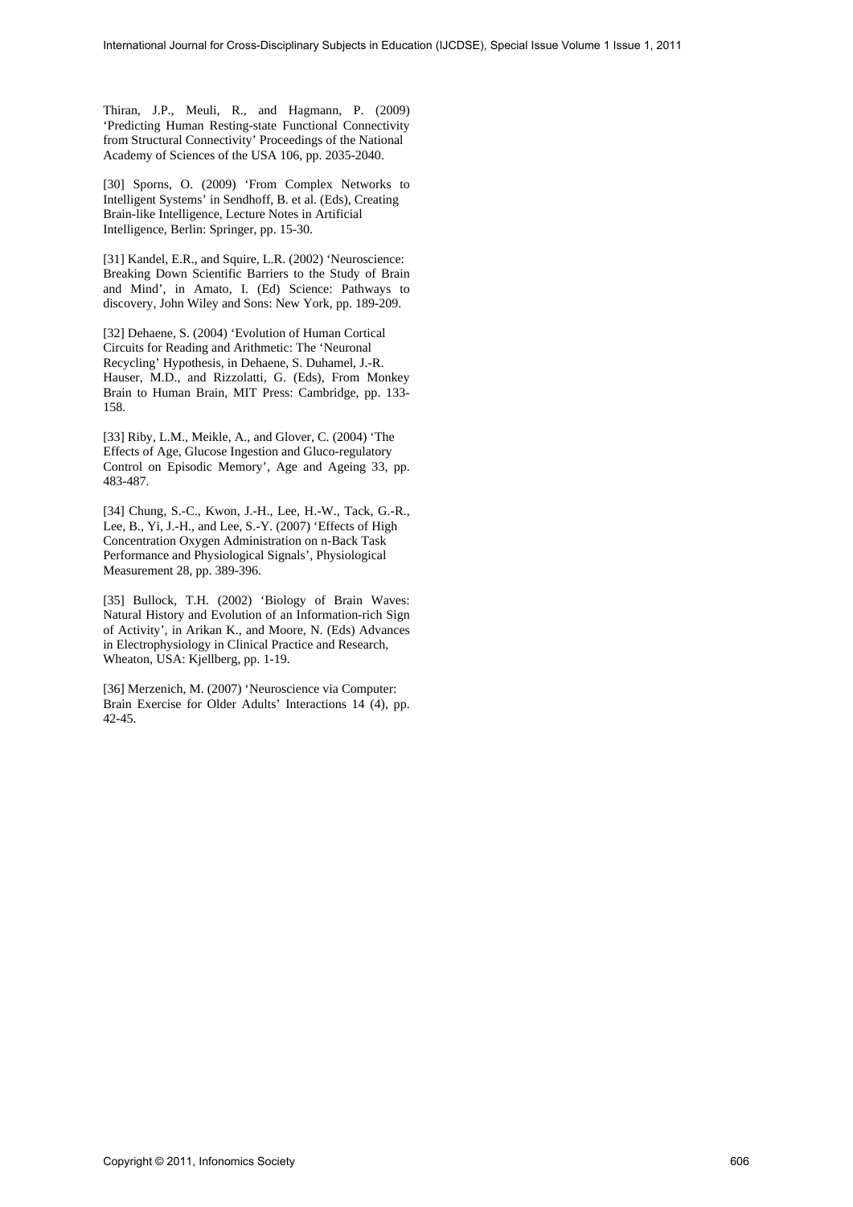Thiran, J.P., Meuli, R., and Hagmann, P. (2009) ‘Predicting Human Resting-state Functional Connectivity from Structural Connectivity’ Proceedings of the National Academy of Sciences of the USA 106, pp. 2035-2040.

[30] Sporns, O. (2009) ‘From Complex Networks to Intelligent Systems’ in Sendhoff, B. et al. (Eds), Creating Brain-like Intelligence, Lecture Notes in Artificial Intelligence, Berlin: Springer, pp. 15-30.

[31] Kandel, E.R., and Squire, L.R. (2002) ‘Neuroscience: Breaking Down Scientific Barriers to the Study of Brain and Mind’, in Amato, I. (Ed) Science: Pathways to discovery, John Wiley and Sons: New York, pp. 189-209.

[32] Dehaene, S. (2004) ‘Evolution of Human Cortical Circuits for Reading and Arithmetic: The ‘Neuronal Recycling’ Hypothesis, in Dehaene, S. Duhamel, J.-R. Hauser, M.D., and Rizzolatti, G. (Eds), From Monkey Brain to Human Brain, MIT Press: Cambridge, pp. 133-158.

[33] Riby, L.M., Meikle, A., and Glover, C. (2004) ‘The Effects of Age, Glucose Ingestion and Gluco-regulatory Control on Episodic Memory’, Age and Ageing 33, pp. 483-487.

[34] Chung, S.-C., Kwon, J.-H., Lee, H.-W., Tack, G.-R., Lee, B., Yi, J.-H., and Lee, S.-Y. (2007) ‘Effects of High Concentration Oxygen Administration on n-Back Task Performance and Physiological Signals’, Physiological Measurement 28, pp. 389-396.

[35] Bullock, T.H. (2002) ‘Biology of Brain Waves: Natural History and Evolution of an Information-rich Sign of Activity’, in Arikan K., and Moore, N. (Eds) Advances in Electrophysiology in Clinical Practice and Research, Wheaton, USA: Kjellberg, pp. 1-19.

[36] Merzenich, M. (2007) ‘Neuroscience via Computer: Brain Exercise for Older Adults’ Interactions 14 (4), pp. 42-45.